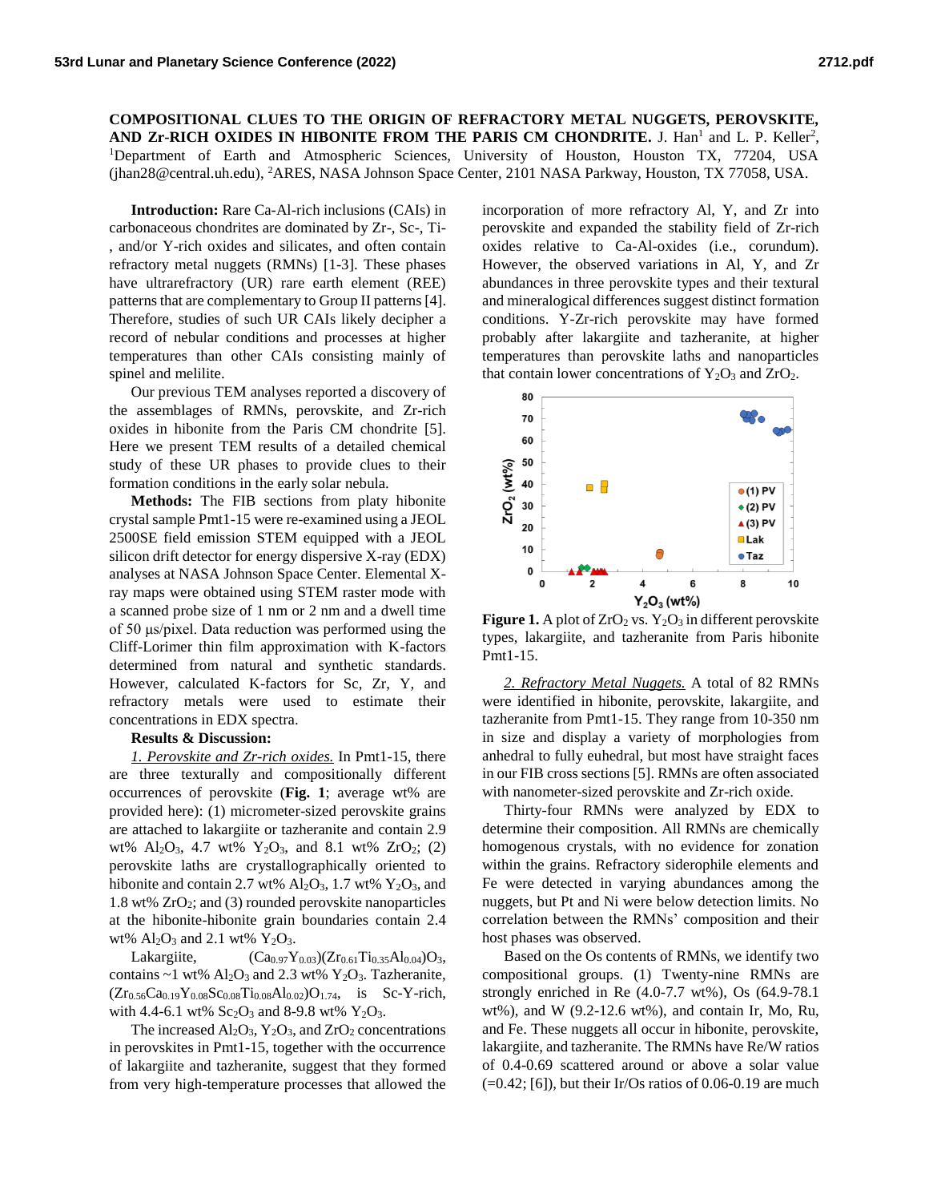# COMPOSITIONAL CLUES TO THE ORIGIN OF REFRACTORY METAL NUGGETS, PEROVSKITE, AND Zr-RICH OXIDES IN HIBONITE FROM THE PARIS CM CHONDRITE.

J. Han[1] and L. P. Keller[2], [1]Department of Earth and Atmospheric Sciences, University of Houston, Houston TX, 77204, USA (jhan28@central.uh.edu), [2]ARES, NASA Johnson Space Center, 2101 NASA Parkway, Houston, TX 77058, USA.

**Introduction:** Rare Ca-Al-rich inclusions (CAIs) in carbonaceous chondrites are dominated by Zr-, Sc-, Ti-, and/or Y-rich oxides and silicates, and often contain refractory metal nuggets (RMNs) [1-3]. These phases have ultrarefractory (UR) rare earth element (REE) patterns that are complementary to Group II patterns [4]. Therefore, studies of such UR CAIs likely decipher a record of nebular conditions and processes at higher temperatures than other CAIs consisting mainly of spinel and melilite.

Our previous TEM analyses reported a discovery of the assemblages of RMNs, perovskite, and Zr-rich oxides in hibonite from the Paris CM chondrite [5]. Here we present TEM results of a detailed chemical study of these UR phases to provide clues to their formation conditions in the early solar nebula.

**Methods:** The FIB sections from platy hibonite crystal sample Pmt1-15 were re-examined using a JEOL 2500SE field emission STEM equipped with a JEOL silicon drift detector for energy dispersive X-ray (EDX) analyses at NASA Johnson Space Center. Elemental X-ray maps were obtained using STEM raster mode with a scanned probe size of 1 nm or 2 nm and a dwell time of 50 μs/pixel. Data reduction was performed using the Cliff-Lorimer thin film approximation with K-factors determined from natural and synthetic standards. However, calculated K-factors for Sc, Zr, Y, and refractory metals were used to estimate their concentrations in EDX spectra.

**Results & Discussion:**

*1. Perovskite and Zr-rich oxides.* In Pmt1-15, there are three texturally and compositionally different occurrences of perovskite (**Fig. 1**; average wt% are provided here): (1) micrometer-sized perovskite grains are attached to lakargiite or tazheranite and contain 2.9 wt% $Al_2O_3$, 4.7 wt% $Y_2O_3$, and 8.1 wt% $ZrO_2$; (2) perovskite laths are crystallographically oriented to hibonite and contain 2.7 wt% $Al_2O_3$, 1.7 wt% $Y_2O_3$, and 1.8 wt% $ZrO_2$; and (3) rounded perovskite nanoparticles at the hibonite-hibonite grain boundaries contain 2.4 wt% $Al_2O_3$ and 2.1 wt% $Y_2O_3$.

Lakargiite, $(Ca_{0.97}Y_{0.03})(Zr_{0.61}Ti_{0.35}Al_{0.04})O_3$, contains ~1 wt% $Al_2O_3$ and 2.3 wt% $Y_2O_3$. Tazheranite, $(Zr_{0.56}Ca_{0.19}Y_{0.08}Sc_{0.08}Ti_{0.08}Al_{0.02})O_{1.74}$, is Sc-Y-rich, with 4.4-6.1 wt% $Sc_2O_3$ and 8-9.8 wt% $Y_2O_3$.

The increased $Al_2O_3$, $Y_2O_3$, and $ZrO_2$ concentrations in perovskites in Pmt1-15, together with the occurrence of lakargiite and tazheranite, suggest that they formed from very high-temperature processes that allowed the incorporation of more refractory Al, Y, and Zr into perovskite and expanded the stability field of Zr-rich oxides relative to Ca-Al-oxides (i.e., corundum). However, the observed variations in Al, Y, and Zr abundances in three perovskite types and their textural and mineralogical differences suggest distinct formation conditions. Y-Zr-rich perovskite may have formed probably after lakargiite and tazheranite, at higher temperatures than perovskite laths and nanoparticles that contain lower concentrations of $Y_2O_3$ and $ZrO_2$.

**Figure 1.** A plot of $ZrO_2$ vs. $Y_2O_3$ in different perovskite types, lakargiite, and tazheranite from Paris hibonite Pmt1-15.

*2. Refractory Metal Nuggets.* A total of 82 RMNs were identified in hibonite, perovskite, lakargiite, and tazheranite from Pmt1-15. They range from 10-350 nm in size and display a variety of morphologies from anhedral to fully euhedral, but most have straight faces in our FIB cross sections [5]. RMNs are often associated with nanometer-sized perovskite and Zr-rich oxide.

Thirty-four RMNs were analyzed by EDX to determine their composition. All RMNs are chemically homogenous crystals, with no evidence for zonation within the grains. Refractory siderophile elements and Fe were detected in varying abundances among the nuggets, but Pt and Ni were below detection limits. No correlation between the RMNs' composition and their host phases was observed.

Based on the Os contents of RMNs, we identify two compositional groups. (1) Twenty-nine RMNs are strongly enriched in Re (4.0-7.7 wt%), Os (64.9-78.1 wt%), and W (9.2-12.6 wt%), and contain Ir, Mo, Ru, and Fe. These nuggets all occur in hibonite, perovskite, lakargiite, and tazheranite. The RMNs have Re/W ratios of 0.4-0.69 scattered around or above a solar value (=0.42; [6]), but their Ir/Os ratios of 0.06-0.19 are much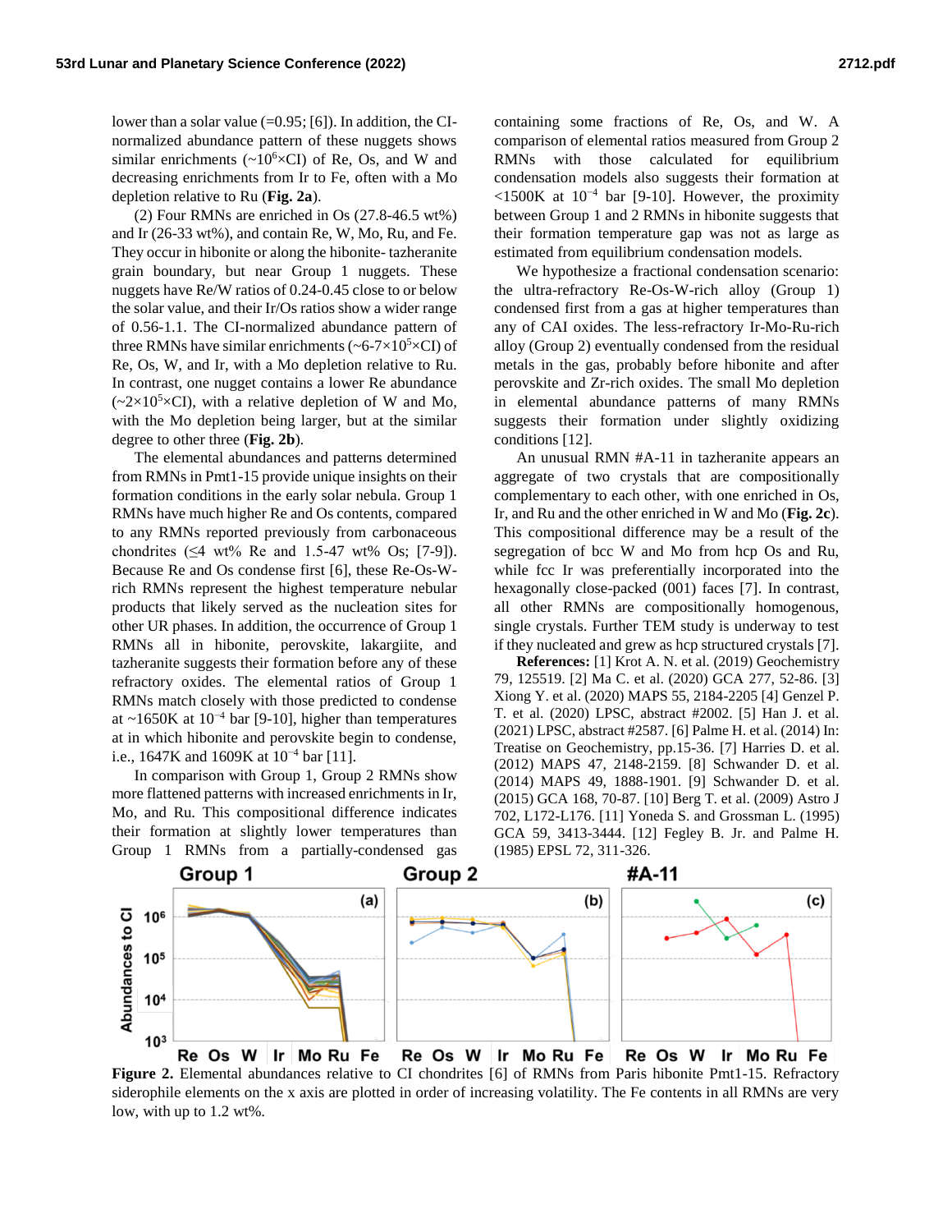lower than a solar value (=0.95; [6]). In addition, the CI-normalized abundance pattern of these nuggets shows similar enrichments (~$10^6$×CI) of Re, Os, and W and decreasing enrichments from Ir to Fe, often with a Mo depletion relative to Ru (**Fig. 2a**).

(2) Four RMNs are enriched in Os (27.8-46.5 wt%) and Ir (26-33 wt%), and contain Re, W, Mo, Ru, and Fe. They occur in hibonite or along the hibonite- tazheranite grain boundary, but near Group 1 nuggets. These nuggets have Re/W ratios of 0.24-0.45 close to or below the solar value, and their Ir/Os ratios show a wider range of 0.56-1.1. The CI-normalized abundance pattern of three RMNs have similar enrichments (~6-7×$10^5$×CI) of Re, Os, W, and Ir, with a Mo depletion relative to Ru. In contrast, one nugget contains a lower Re abundance (~2×$10^5$×CI), with a relative depletion of W and Mo, with the Mo depletion being larger, but at the similar degree to other three (**Fig. 2b**).

The elemental abundances and patterns determined from RMNs in Pmt1-15 provide unique insights on their formation conditions in the early solar nebula. Group 1 RMNs have much higher Re and Os contents, compared to any RMNs reported previously from carbonaceous chondrites (≤4 wt% Re and 1.5-47 wt% Os; [7-9]). Because Re and Os condense first [6], these Re-Os-W-rich RMNs represent the highest temperature nebular products that likely served as the nucleation sites for other UR phases. In addition, the occurrence of Group 1 RMNs all in hibonite, perovskite, lakargiite, and tazheranite suggests their formation before any of these refractory oxides. The elemental ratios of Group 1 RMNs match closely with those predicted to condense at ~1650K at $10^{-4}$ bar [9-10], higher than temperatures at in which hibonite and perovskite begin to condense, i.e., 1647K and 1609K at $10^{-4}$ bar [11].

In comparison with Group 1, Group 2 RMNs show more flattened patterns with increased enrichments in Ir, Mo, and Ru. This compositional difference indicates their formation at slightly lower temperatures than Group 1 RMNs from a partially-condensed gas containing some fractions of Re, Os, and W. A comparison of elemental ratios measured from Group 2 RMNs with those calculated for equilibrium condensation models also suggests their formation at <1500K at $10^{-4}$ bar [9-10]. However, the proximity between Group 1 and 2 RMNs in hibonite suggests that their formation temperature gap was not as large as estimated from equilibrium condensation models.

We hypothesize a fractional condensation scenario: the ultra-refractory Re-Os-W-rich alloy (Group 1) condensed first from a gas at higher temperatures than any of CAI oxides. The less-refractory Ir-Mo-Ru-rich alloy (Group 2) eventually condensed from the residual metals in the gas, probably before hibonite and after perovskite and Zr-rich oxides. The small Mo depletion in elemental abundance patterns of many RMNs suggests their formation under slightly oxidizing conditions [12].

An unusual RMN #A-11 in tazheranite appears an aggregate of two crystals that are compositionally complementary to each other, with one enriched in Os, Ir, and Ru and the other enriched in W and Mo (**Fig. 2c**). This compositional difference may be a result of the segregation of bcc W and Mo from hcp Os and Ru, while fcc Ir was preferentially incorporated into the hexagonally close-packed (001) faces [7]. In contrast, all other RMNs are compositionally homogenous, single crystals. Further TEM study is underway to test if they nucleated and grew as hcp structured crystals [7].

**References:** [1] Krot A. N. et al. (2019) Geochemistry 79, 125519. [2] Ma C. et al. (2020) GCA 277, 52-86. [3] Xiong Y. et al. (2020) MAPS 55, 2184-2205 [4] Genzel P. T. et al. (2020) LPSC, abstract #2002. [5] Han J. et al. (2021) LPSC, abstract #2587. [6] Palme H. et al. (2014) In: Treatise on Geochemistry, pp.15-36. [7] Harries D. et al. (2012) MAPS 47, 2148-2159. [8] Schwander D. et al. (2014) MAPS 49, 1888-1901. [9] Schwander D. et al. (2015) GCA 168, 70-87. [10] Berg T. et al. (2009) Astro J 702, L172-L176. [11] Yoneda S. and Grossman L. (1995) GCA 59, 3413-3444. [12] Fegley B. Jr. and Palme H. (1985) EPSL 72, 311-326.

Group 1
Group 2
#A-11
(a)
(b)
(c)
Abundances to CI
$10^6$
$10^5$
$10^4$
$10^3$
Re Os W Ir Mo Ru Fe
Re Os W Ir Mo Ru Fe
Re Os W Ir Mo Ru Fe

**Figure 2.** Elemental abundances relative to CI chondrites [6] of RMNs from Paris hibonite Pmt1-15. Refractory siderophile elements on the x axis are plotted in order of increasing volatility. The Fe contents in all RMNs are very low, with up to 1.2 wt%.